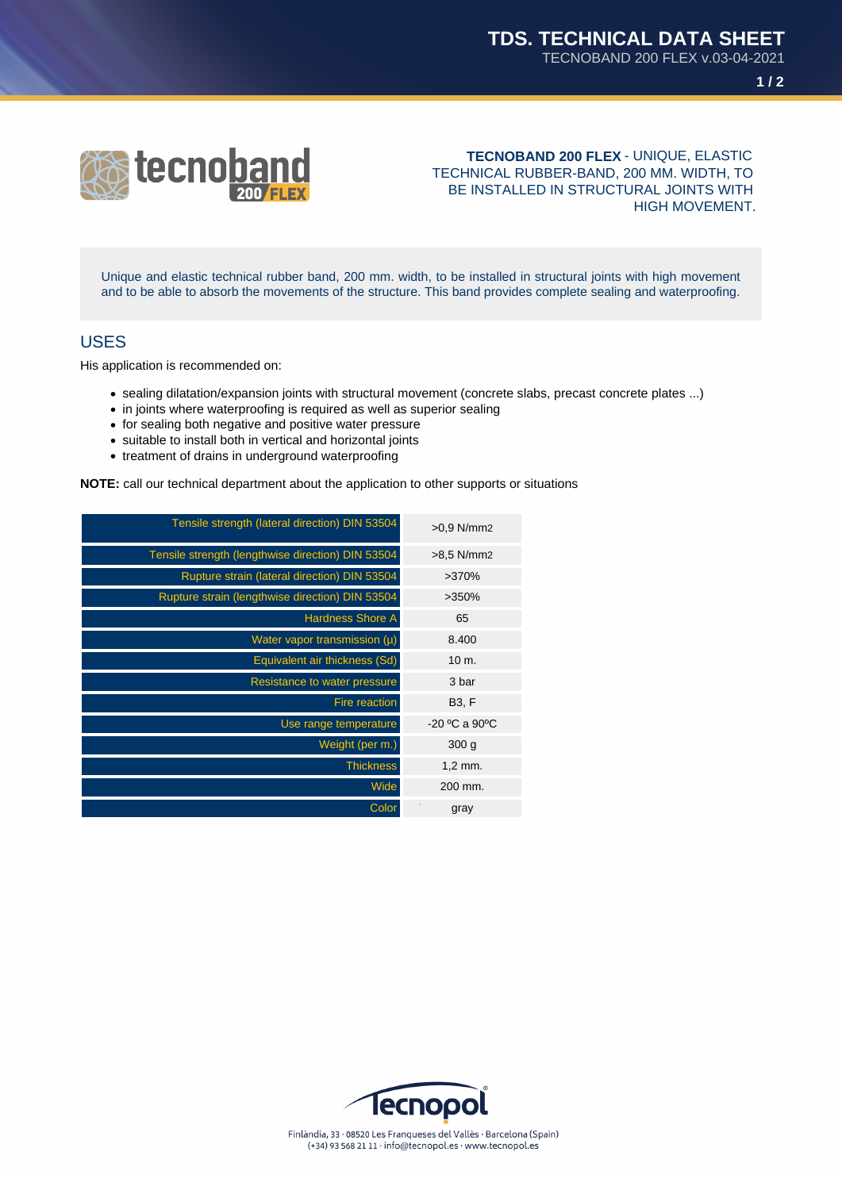**TECNOBAND 200 FLEX** - UNIQUE, ELASTIC TECHNICAL RUBBER-BAND, 200 MM. WIDTH, TO BE INSTALLED IN STRUCTURAL JOINTS WITH HIGH MOVEMENT.

Unique and elastic technical rubber band, 200 mm. width, to be installed in structural joints with high movement and to be able to absorb the movements of the structure. This band provides complete sealing and waterproofing.

## USES

His application is recommended on:

- sealing dilatation/expansion joints with structural movement (concrete slabs, precast concrete plates ...)
- in joints where waterproofing is required as well as superior sealing
- for sealing both negative and positive water pressure
- suitable to install both in vertical and horizontal joints
- treatment of drains in underground waterproofing

**NOTE:** call our technical department about the application to other supports or situations

| Property | Value |
|---|---|
| Tensile strength (lateral direction) DIN 53504 | >0,9 N/mm2 |
| Tensile strength (lengthwise direction) DIN 53504 | >8,5 N/mm2 |
| Rupture strain (lateral direction) DIN 53504 | >370% |
| Rupture strain (lengthwise direction) DIN 53504 | >350% |
| Hardness Shore A | 65 |
| Water vapor transmission (µ) | 8.400 |
| Equivalent air thickness (Sd) | 10 m. |
| Resistance to water pressure | 3 bar |
| Fire reaction | B3, F |
| Use range temperature | -20 ºC a 90ºC |
| Weight (per m.) | 300 g |
| Thickness | 1,2 mm. |
| Wide | 200 mm. |
| Color | gray |

Finlàndia, 33 · 08520 Les Franqueses del Vallès · Barcelona (Spain)
(+34) 93 568 21 11 · info@tecnopol.es · www.tecnopol.es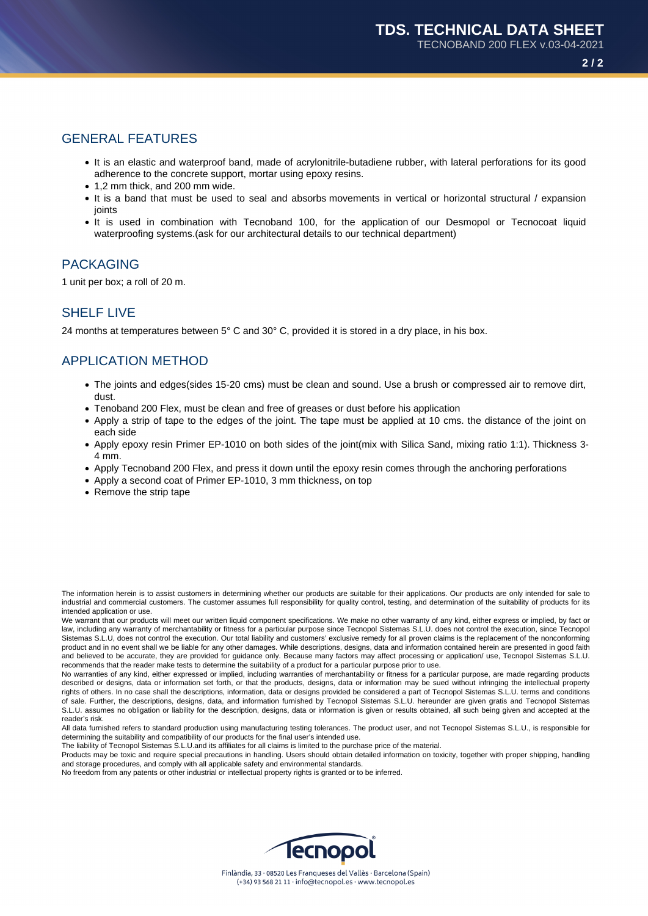## GENERAL FEATURES

- It is an elastic and waterproof band, made of acrylonitrile-butadiene rubber, with lateral perforations for its good adherence to the concrete support, mortar using epoxy resins.
- 1,2 mm thick, and 200 mm wide.
- It is a band that must be used to seal and absorbs movements in vertical or horizontal structural / expansion joints
- It is used in combination with Tecnoband 100, for the application of our Desmopol or Tecnocoat liquid waterproofing systems.(ask for our architectural details to our technical department)

## PACKAGING

1 unit per box; a roll of 20 m.

## SHELF LIVE

24 months at temperatures between 5° C and 30° C, provided it is stored in a dry place, in his box.

## APPLICATION METHOD

- The joints and edges(sides 15-20 cms) must be clean and sound. Use a brush or compressed air to remove dirt, dust.
- Tenoband 200 Flex, must be clean and free of greases or dust before his application
- Apply a strip of tape to the edges of the joint. The tape must be applied at 10 cms. the distance of the joint on each side
- Apply epoxy resin Primer EP-1010 on both sides of the joint(mix with Silica Sand, mixing ratio 1:1). Thickness 3-4 mm.
- Apply Tecnoband 200 Flex, and press it down until the epoxy resin comes through the anchoring perforations
- Apply a second coat of Primer EP-1010, 3 mm thickness, on top
- Remove the strip tape

The information herein is to assist customers in determining whether our products are suitable for their applications. Our products are only intended for sale to industrial and commercial customers. The customer assumes full responsibility for quality control, testing, and determination of the suitability of products for its intended application or use.

We warrant that our products will meet our written liquid component specifications. We make no other warranty of any kind, either express or implied, by fact or law, including any warranty of merchantability or fitness for a particular purpose since Tecnopol Sistemas S.L.U. does not control the execution, since Tecnopol Sistemas S.L.U, does not control the execution. Our total liability and customers' exclusive remedy for all proven claims is the replacement of the nonconforming product and in no event shall we be liable for any other damages. While descriptions, designs, data and information contained herein are presented in good faith and believed to be accurate, they are provided for guidance only. Because many factors may affect processing or application/ use, Tecnopol Sistemas S.L.U. recommends that the reader make tests to determine the suitability of a product for a particular purpose prior to use.

No warranties of any kind, either expressed or implied, including warranties of merchantability or fitness for a particular purpose, are made regarding products described or designs, data or information set forth, or that the products, designs, data or information may be sued without infringing the intellectual property rights of others. In no case shall the descriptions, information, data or designs provided be considered a part of Tecnopol Sistemas S.L.U. terms and conditions of sale. Further, the descriptions, designs, data, and information furnished by Tecnopol Sistemas S.L.U. hereunder are given gratis and Tecnopol Sistemas S.L.U. assumes no obligation or liability for the description, designs, data or information is given or results obtained, all such being given and accepted at the reader's risk.

All data furnished refers to standard production using manufacturing testing tolerances. The product user, and not Tecnopol Sistemas S.L.U., is responsible for determining the suitability and compatibility of our products for the final user's intended use.

The liability of Tecnopol Sistemas S.L.U.and its affiliates for all claims is limited to the purchase price of the material.

Products may be toxic and require special precautions in handling. Users should obtain detailed information on toxicity, together with proper shipping, handling and storage procedures, and comply with all applicable safety and environmental standards.

No freedom from any patents or other industrial or intellectual property rights is granted or to be inferred.

Tecnopol

Finlàndia, 33 · 08520 Les Franqueses del Vallès · Barcelona (Spain)
(+34) 93 568 21 11 · info@tecnopol.es · www.tecnopol.es